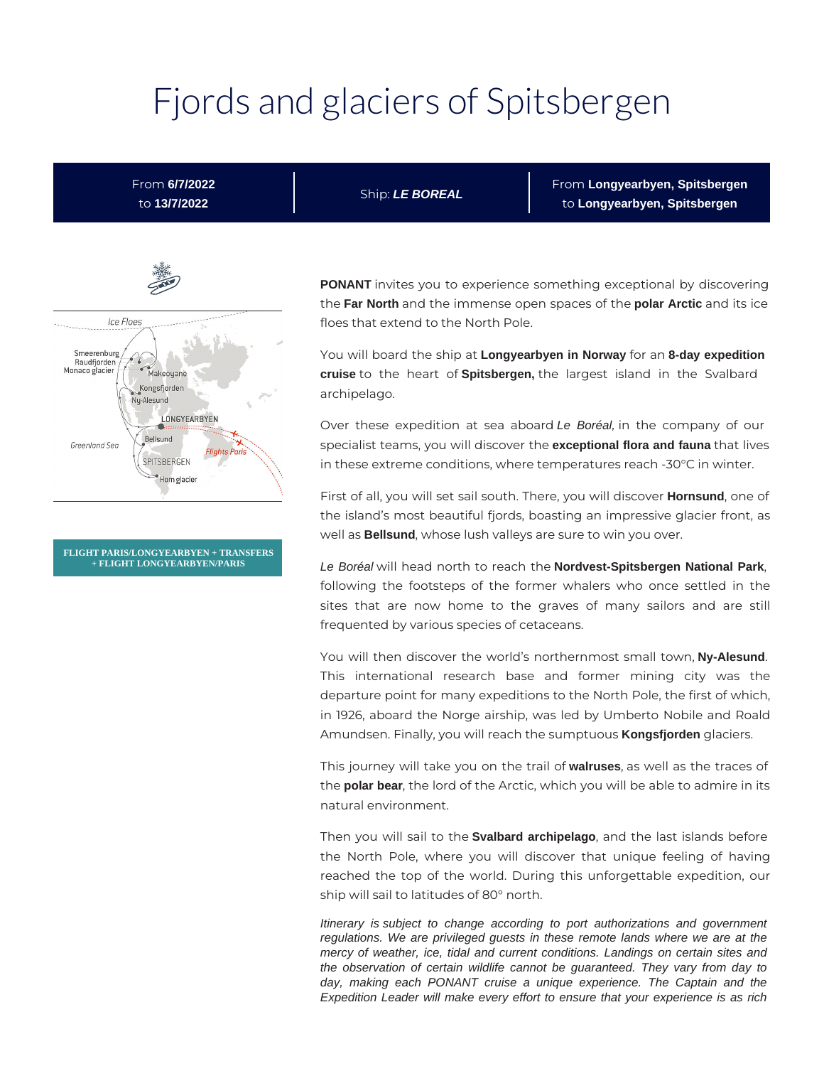# Fjords and glaciers of Spitsbergen

| From **6/7/2022** to **13/7/2022** | Ship: ***LE BOREAL*** | From **Longyearbyen, Spitsbergen** to **Longyearbyen, Spitsbergen** |
| --- | --- | --- |

**FLIGHT PARIS/LONGYEARBYEN + TRANSFERS + FLIGHT LONGYEARBYEN/PARIS**

**PONANT** invites you to experience something exceptional by discovering the **Far North** and the immense open spaces of the **polar Arctic** and its ice floes that extend to the North Pole.

You will board the ship at **Longyearbyen in Norway** for an **8-day expedition cruise** to the heart of **Spitsbergen,** the largest island in the Svalbard archipelago.

Over these expedition at sea aboard *Le Boréal,* in the company of our specialist teams, you will discover the **exceptional flora and fauna** that lives in these extreme conditions, where temperatures reach -30°C in winter.

First of all, you will set sail south. There, you will discover **Hornsund**, one of the island's most beautiful fjords, boasting an impressive glacier front, as well as **Bellsund**, whose lush valleys are sure to win you over.

*Le Boréal* will head north to reach the **Nordvest-Spitsbergen National Park**, following the footsteps of the former whalers who once settled in the sites that are now home to the graves of many sailors and are still frequented by various species of cetaceans.

You will then discover the world's northernmost small town, **Ny-Alesund**. This international research base and former mining city was the departure point for many expeditions to the North Pole, the first of which, in 1926, aboard the Norge airship, was led by Umberto Nobile and Roald Amundsen. Finally, you will reach the sumptuous **Kongsfjorden** glaciers.

This journey will take you on the trail of **walruses**, as well as the traces of the **polar bear**, the lord of the Arctic, which you will be able to admire in its natural environment.

Then you will sail to the **Svalbard archipelago**, and the last islands before the North Pole, where you will discover that unique feeling of having reached the top of the world. During this unforgettable expedition, our ship will sail to latitudes of 80° north.

*Itinerary is subject to change according to port authorizations and government regulations. We are privileged guests in these remote lands where we are at the mercy of weather, ice, tidal and current conditions. Landings on certain sites and the observation of certain wildlife cannot be guaranteed. They vary from day to day, making each PONANT cruise a unique experience. The Captain and the Expedition Leader will make every effort to ensure that your experience is as rich*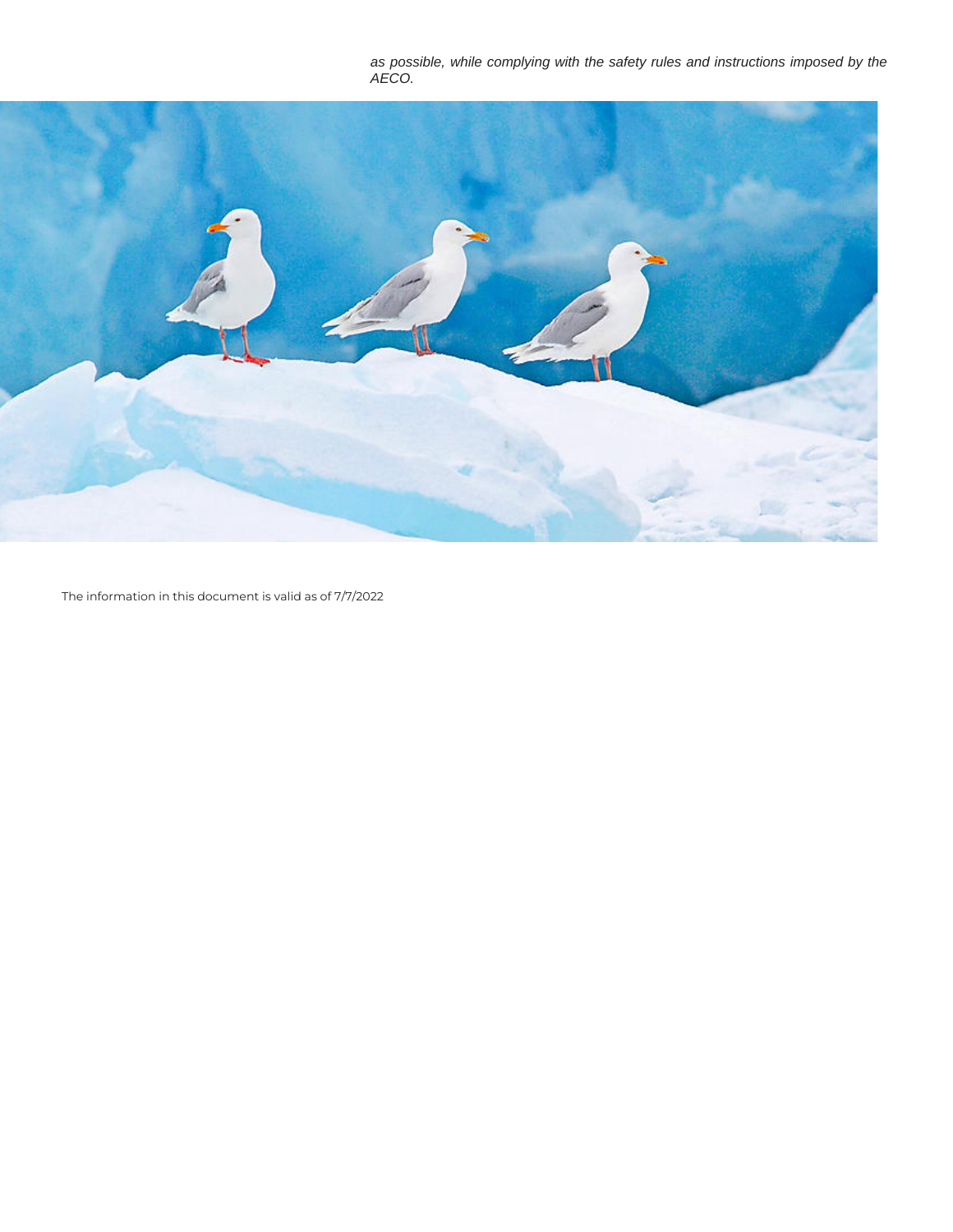*as possible, while complying with the safety rules and instructions imposed by the AECO.*

The information in this document is valid as of 7/7/2022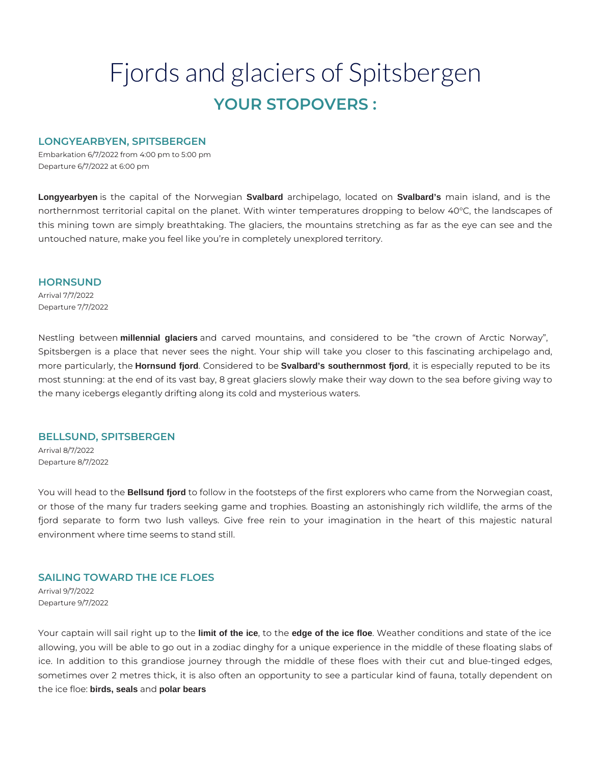# Fjords and glaciers of Spitsbergen

## YOUR STOPOVERS :

### LONGYEARBYEN, SPITSBERGEN

Embarkation 6/7/2022 from 4:00 pm to 5:00 pm
Departure 6/7/2022 at 6:00 pm

**Longyearbyen** is the capital of the Norwegian **Svalbard** archipelago, located on **Svalbard's** main island, and is the northernmost territorial capital on the planet. With winter temperatures dropping to below 40°C, the landscapes of this mining town are simply breathtaking. The glaciers, the mountains stretching as far as the eye can see and the untouched nature, make you feel like you're in completely unexplored territory.

### HORNSUND

Arrival 7/7/2022
Departure 7/7/2022

Nestling between **millennial glaciers** and carved mountains, and considered to be "the crown of Arctic Norway", Spitsbergen is a place that never sees the night. Your ship will take you closer to this fascinating archipelago and, more particularly, the **Hornsund fjord**. Considered to be **Svalbard's southernmost fjord**, it is especially reputed to be its most stunning: at the end of its vast bay, 8 great glaciers slowly make their way down to the sea before giving way to the many icebergs elegantly drifting along its cold and mysterious waters.

### BELLSUND, SPITSBERGEN

Arrival 8/7/2022
Departure 8/7/2022

You will head to the **Bellsund fjord** to follow in the footsteps of the first explorers who came from the Norwegian coast, or those of the many fur traders seeking game and trophies. Boasting an astonishingly rich wildlife, the arms of the fjord separate to form two lush valleys. Give free rein to your imagination in the heart of this majestic natural environment where time seems to stand still.

### SAILING TOWARD THE ICE FLOES

Arrival 9/7/2022
Departure 9/7/2022

Your captain will sail right up to the **limit of the ice**, to the **edge of the ice floe**. Weather conditions and state of the ice allowing, you will be able to go out in a zodiac dinghy for a unique experience in the middle of these floating slabs of ice. In addition to this grandiose journey through the middle of these floes with their cut and blue-tinged edges, sometimes over 2 metres thick, it is also often an opportunity to see a particular kind of fauna, totally dependent on the ice floe: **birds, seals** and **polar bears**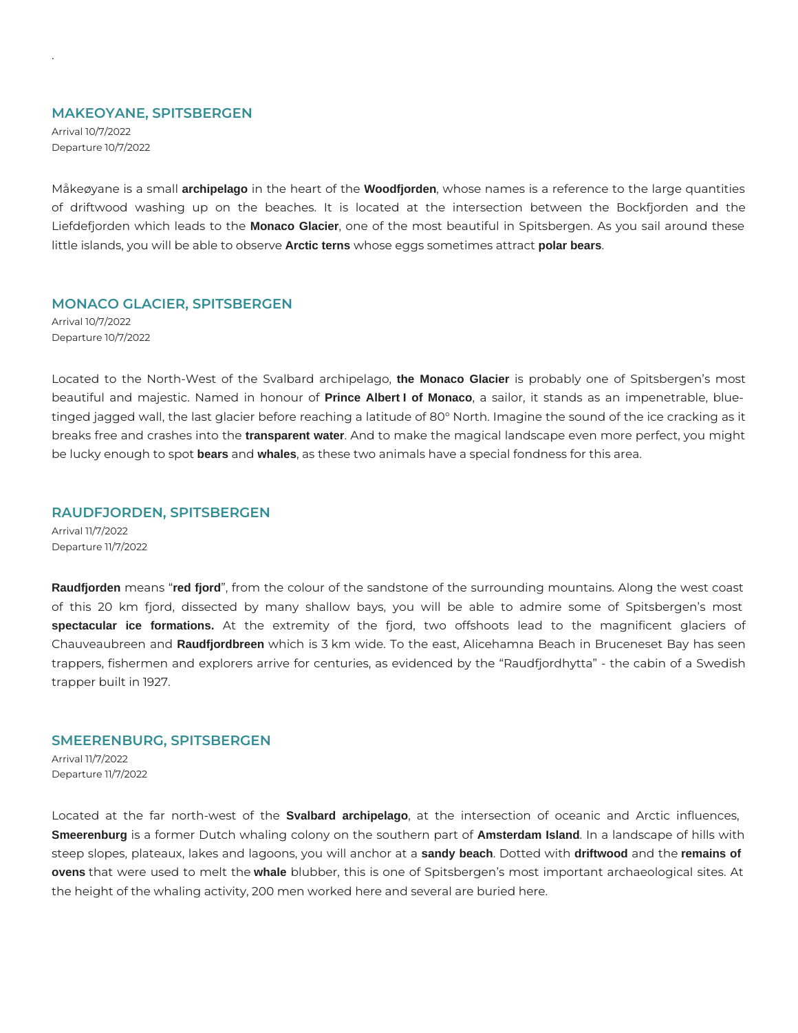## MAKEOYANE, SPITSBERGEN

Arrival 10/7/2022
Departure 10/7/2022

Måkeøyane is a small **archipelago** in the heart of the **Woodfjorden**, whose names is a reference to the large quantities of driftwood washing up on the beaches. It is located at the intersection between the Bockfjorden and the Liefdefjorden which leads to the **Monaco Glacier**, one of the most beautiful in Spitsbergen. As you sail around these little islands, you will be able to observe **Arctic terns** whose eggs sometimes attract **polar bears**.

## MONACO GLACIER, SPITSBERGEN

Arrival 10/7/2022
Departure 10/7/2022

Located to the North-West of the Svalbard archipelago, **the Monaco Glacier** is probably one of Spitsbergen's most beautiful and majestic. Named in honour of **Prince Albert I of Monaco**, a sailor, it stands as an impenetrable, blue-tinged jagged wall, the last glacier before reaching a latitude of 80° North. Imagine the sound of the ice cracking as it breaks free and crashes into the **transparent water**. And to make the magical landscape even more perfect, you might be lucky enough to spot **bears** and **whales**, as these two animals have a special fondness for this area.

## RAUDFJORDEN, SPITSBERGEN

Arrival 11/7/2022
Departure 11/7/2022

**Raudfjorden** means "**red fjord**", from the colour of the sandstone of the surrounding mountains. Along the west coast of this 20 km fjord, dissected by many shallow bays, you will be able to admire some of Spitsbergen's most **spectacular ice formations.** At the extremity of the fjord, two offshoots lead to the magnificent glaciers of Chauveaubreen and **Raudfjordbreen** which is 3 km wide. To the east, Alicehamna Beach in Bruceneset Bay has seen trappers, fishermen and explorers arrive for centuries, as evidenced by the "Raudfjordhytta" - the cabin of a Swedish trapper built in 1927.

## SMEERENBURG, SPITSBERGEN

Arrival 11/7/2022
Departure 11/7/2022

Located at the far north-west of the **Svalbard archipelago**, at the intersection of oceanic and Arctic influences, **Smeerenburg** is a former Dutch whaling colony on the southern part of **Amsterdam Island**. In a landscape of hills with steep slopes, plateaux, lakes and lagoons, you will anchor at a **sandy beach**. Dotted with **driftwood** and the **remains of ovens** that were used to melt the **whale** blubber, this is one of Spitsbergen's most important archaeological sites. At the height of the whaling activity, 200 men worked here and several are buried here.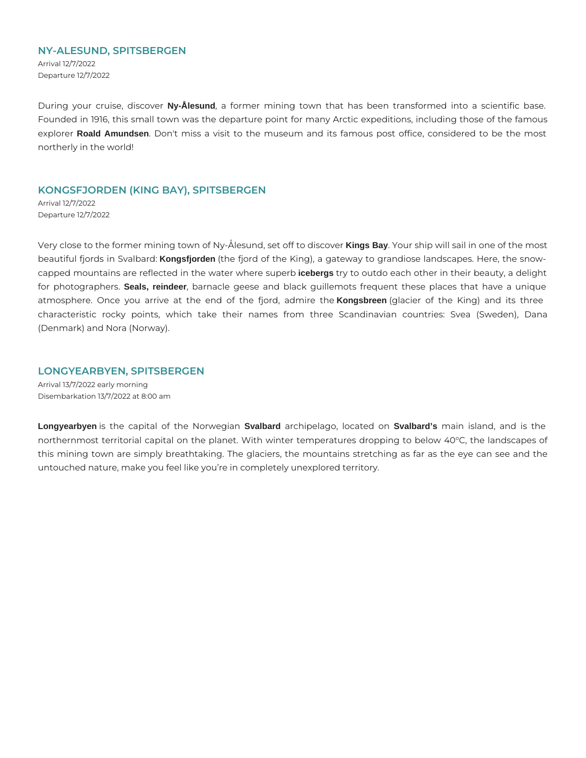## NY-ALESUND, SPITSBERGEN

Arrival 12/7/2022
Departure 12/7/2022

During your cruise, discover **Ny-Ålesund**, a former mining town that has been transformed into a scientific base. Founded in 1916, this small town was the departure point for many Arctic expeditions, including those of the famous explorer **Roald Amundsen**. Don't miss a visit to the museum and its famous post office, considered to be the most northerly in the world!

## KONGSFJORDEN (KING BAY), SPITSBERGEN

Arrival 12/7/2022
Departure 12/7/2022

Very close to the former mining town of Ny-Ålesund, set off to discover **Kings Bay**. Your ship will sail in one of the most beautiful fjords in Svalbard: **Kongsfjorden** (the fjord of the King), a gateway to grandiose landscapes. Here, the snow-capped mountains are reflected in the water where superb **icebergs** try to outdo each other in their beauty, a delight for photographers. **Seals, reindeer**, barnacle geese and black guillemots frequent these places that have a unique atmosphere. Once you arrive at the end of the fjord, admire the **Kongsbreen** (glacier of the King) and its three characteristic rocky points, which take their names from three Scandinavian countries: Svea (Sweden), Dana (Denmark) and Nora (Norway).

## LONGYEARBYEN, SPITSBERGEN

Arrival 13/7/2022 early morning
Disembarkation 13/7/2022 at 8:00 am

**Longyearbyen** is the capital of the Norwegian **Svalbard** archipelago, located on **Svalbard's** main island, and is the northernmost territorial capital on the planet. With winter temperatures dropping to below 40°C, the landscapes of this mining town are simply breathtaking. The glaciers, the mountains stretching as far as the eye can see and the untouched nature, make you feel like you're in completely unexplored territory.